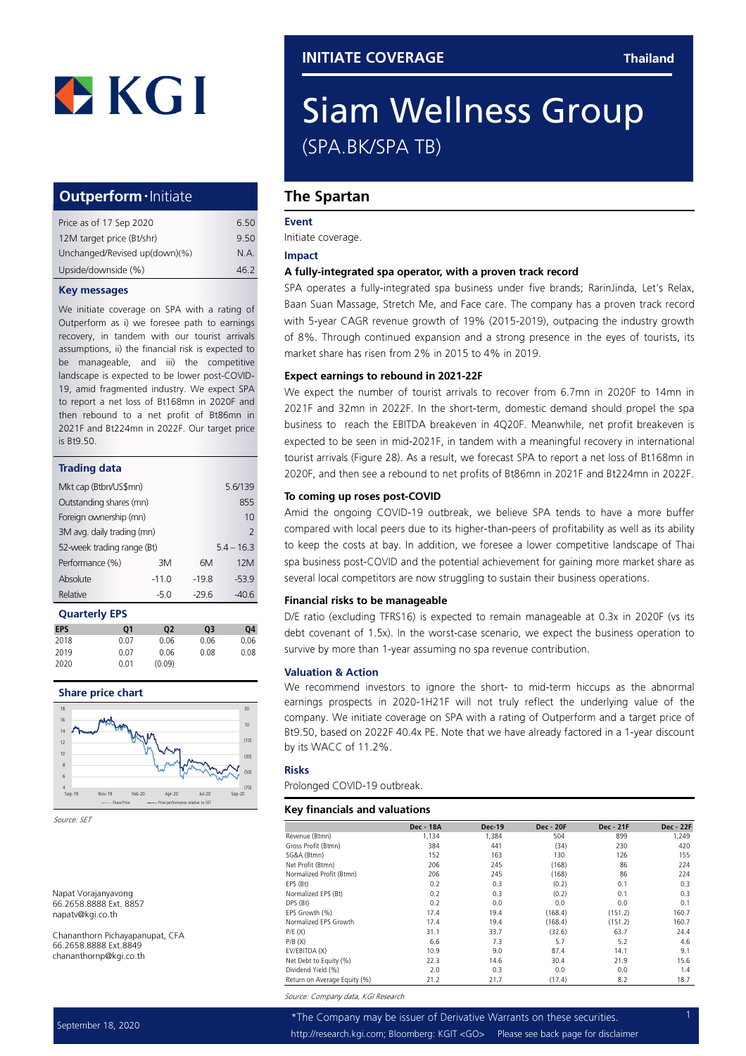# KGI

## INITIATE COVERAGE — Thailand

# Siam Wellness Group

(SPA.BK/SPA TB)

## Outperform · Initiate

| | |
|---|---|
| Price as of 17 Sep 2020 | 6.50 |
| 12M target price (Bt/shr) | 9.50 |
| Unchanged/Revised up(down)(%) | N.A. |
| Upside/downside (%) | 46.2 |

### Key messages

We initiate coverage on SPA with a rating of Outperform as i) we foresee path to earnings recovery, in tandem with our tourist arrivals assumptions, ii) the financial risk is expected to be manageable, and iii) the competitive landscape is expected to be lower post-COVID-19, amid fragmented industry. We expect SPA to report a net loss of Bt168mn in 2020F and then rebound to a net profit of Bt86mn in 2021F and Bt224mn in 2022F. Our target price is Bt9.50.

### Trading data

| | | | |
|---|---|---|---|
| Mkt cap (Btbn/US$mn) | | | 5.6/139 |
| Outstanding shares (mn) | | | 855 |
| Foreign ownership (mn) | | | 10 |
| 3M avg. daily trading (mn) | | | 2 |
| 52-week trading range (Bt) | | | 5.4 – 16.3 |
| Performance (%) | 3M | 6M | 12M |
| Absolute | -11.0 | -19.8 | -53.9 |
| Relative | -5.0 | -29.6 | -40.6 |

### Quarterly EPS

| EPS | Q1 | Q2 | Q3 | Q4 |
|---|---|---|---|---|
| 2018 | 0.07 | 0.06 | 0.06 | 0.06 |
| 2019 | 0.07 | 0.06 | 0.08 | 0.08 |
| 2020 | 0.01 | (0.09) | | |

### Share price chart

Source: SET

Napat Vorajanyavong
66.2658.8888 Ext. 8857
napatv@kgi.co.th

Chananthorn Pichayapanupat, CFA
66.2658.8888 Ext.8849
chananthornp@kgi.co.th

## The Spartan

### Event

Initiate coverage.

### Impact

**A fully-integrated spa operator, with a proven track record**

SPA operates a fully-integrated spa business under five brands; RarinJinda, Let's Relax, Baan Suan Massage, Stretch Me, and Face care. The company has a proven track record with 5-year CAGR revenue growth of 19% (2015-2019), outpacing the industry growth of 8%. Through continued expansion and a strong presence in the eyes of tourists, its market share has risen from 2% in 2015 to 4% in 2019.

**Expect earnings to rebound in 2021-22F**

We expect the number of tourist arrivals to recover from 6.7mn in 2020F to 14mn in 2021F and 32mn in 2022F. In the short-term, domestic demand should propel the spa business to reach the EBITDA breakeven in 4Q20F. Meanwhile, net profit breakeven is expected to be seen in mid-2021F, in tandem with a meaningful recovery in international tourist arrivals (Figure 28). As a result, we forecast SPA to report a net loss of Bt168mn in 2020F, and then see a rebound to net profits of Bt86mn in 2021F and Bt224mn in 2022F.

**To coming up roses post-COVID**

Amid the ongoing COVID-19 outbreak, we believe SPA tends to have a more buffer compared with local peers due to its higher-than-peers of profitability as well as its ability to keep the costs at bay. In addition, we foresee a lower competitive landscape of Thai spa business post-COVID and the potential achievement for gaining more market share as several local competitors are now struggling to sustain their business operations.

**Financial risks to be manageable**

D/E ratio (excluding TFRS16) is expected to remain manageable at 0.3x in 2020F (vs its debt covenant of 1.5x). In the worst-case scenario, we expect the business operation to survive by more than 1-year assuming no spa revenue contribution.

### Valuation & Action

We recommend investors to ignore the short- to mid-term hiccups as the abnormal earnings prospects in 2020-1H21F will not truly reflect the underlying value of the company. We initiate coverage on SPA with a rating of Outperform and a target price of Bt9.50, based on 2022F 40.4x PE. Note that we have already factored in a 1-year discount by its WACC of 11.2%.

### Risks

Prolonged COVID-19 outbreak.

### Key financials and valuations

| | Dec - 18A | Dec-19 | Dec - 20F | Dec - 21F | Dec - 22F |
|---|---|---|---|---|---|
| Revenue (Btmn) | 1,134 | 1,384 | 504 | 899 | 1,249 |
| Gross Profit (Btmn) | 384 | 441 | (34) | 230 | 420 |
| SG&A (Btmn) | 152 | 163 | 130 | 126 | 155 |
| Net Profit (Btmn) | 206 | 245 | (168) | 86 | 224 |
| Normalized Profit (Btmn) | 206 | 245 | (168) | 86 | 224 |
| EPS (Bt) | 0.2 | 0.3 | (0.2) | 0.1 | 0.3 |
| Normalized EPS (Bt) | 0.2 | 0.3 | (0.2) | 0.1 | 0.3 |
| DPS (Bt) | 0.2 | 0.0 | 0.0 | 0.0 | 0.1 |
| EPS Growth (%) | 17.4 | 19.4 | (168.4) | (151.2) | 160.7 |
| Normalized EPS Growth | 17.4 | 19.4 | (168.4) | (151.2) | 160.7 |
| P/E (X) | 31.1 | 33.7 | (32.6) | 63.7 | 24.4 |
| P/B (X) | 6.6 | 7.3 | 5.7 | 5.2 | 4.6 |
| EV/EBITDA (X) | 10.9 | 9.0 | 87.4 | 14.1 | 9.1 |
| Net Debt to Equity (%) | 22.3 | 14.6 | 30.4 | 21.9 | 15.6 |
| Dividend Yield (%) | 2.0 | 0.3 | 0.0 | 0.0 | 1.4 |
| Return on Average Equity (%) | 21.2 | 21.7 | (17.4) | 8.2 | 18.7 |

*Source: Company data, KGI Research*

September 18, 2020

*The Company may be issuer of Derivative Warrants on these securities.
http://research.kgi.com; Bloomberg: KGIT <GO> Please see back page for disclaimer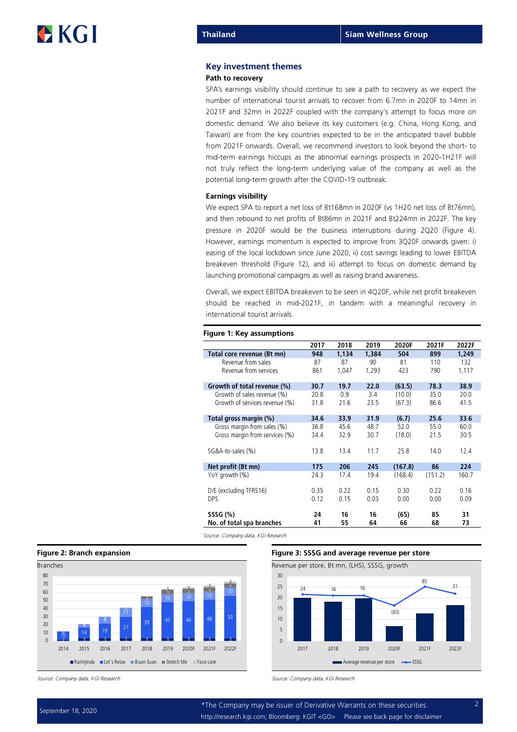## Key investment themes

### Path to recovery

SPA's earnings visibility should continue to see a path to recovery as we expect the number of international tourist arrivals to recover from 6.7mn in 2020F to 14mn in 2021F and 32mn in 2022F coupled with the company's attempt to focus more on domestic demand. We also believe its key customers (e.g. China, Hong Kong, and Taiwan) are from the key countries expected to be in the anticipated travel bubble from 2021F onwards. Overall, we recommend investors to look beyond the short- to mid-term earnings hiccups as the abnormal earnings prospects in 2020-1H21F will not truly reflect the long-term underlying value of the company as well as the potential long-term growth after the COVID-19 outbreak.

### Earnings visibility

We expect SPA to report a net loss of Bt168mn in 2020F (vs 1H20 net loss of Bt76mn), and then rebound to net profits of Bt86mn in 2021F and Bt224mn in 2022F. The key pressure in 2020F would be the business interruptions during 2Q20 (Figure 4). However, earnings momentum is expected to improve from 3Q20F onwards given: i) easing of the local lockdown since June 2020, ii) cost savings leading to lower EBITDA breakeven threshold (Figure 12), and iii) attempt to focus on domestic demand by launching promotional campaigns as well as raising brand awareness.

Overall, we expect EBITDA breakeven to be seen in 4Q20F, while net profit breakeven should be reached in mid-2021F, in tandem with a meaningful recovery in international tourist arrivals.

**Figure 1: Key assumptions**

| | 2017 | 2018 | 2019 | 2020F | 2021F | 2022F |
|---|---|---|---|---|---|---|
| **Total core revenue (Bt mn)** | **948** | **1,134** | **1,384** | **504** | **899** | **1,249** |
| Revenue from sales | 87 | 87 | 90 | 81 | 110 | 132 |
| Revenue from services | 861 | 1,047 | 1,293 | 423 | 790 | 1,117 |
| **Growth of total revenue (%)** | **30.7** | **19.7** | **22.0** | **(63.5)** | **78.3** | **38.9** |
| Growth of sales revenue (%) | 20.8 | 0.9 | 3.4 | (10.0) | 35.0 | 20.0 |
| Growth of services revenue (%) | 31.8 | 21.6 | 23.5 | (67.3) | 86.6 | 41.5 |
| **Total gross margin (%)** | **34.6** | **33.9** | **31.9** | **(6.7)** | **25.6** | **33.6** |
| Gross margin from sales (%) | 36.8 | 45.6 | 48.7 | 52.0 | 55.0 | 60.0 |
| Gross margin from services (%) | 34.4 | 32.9 | 30.7 | (18.0) | 21.5 | 30.5 |
| SG&A-to-sales (%) | 13.8 | 13.4 | 11.7 | 25.8 | 14.0 | 12.4 |
| **Net profit (Bt mn)** | **175** | **206** | **245** | **(167.8)** | **86** | **224** |
| YoY growth (%) | 24.3 | 17.4 | 19.4 | (168.4) | (151.2) | 160.7 |
| D/E (excluding TFRS16) | 0.35 | 0.22 | 0.15 | 0.30 | 0.22 | 0.16 |
| DPS | 0.12 | 0.15 | 0.03 | 0.00 | 0.00 | 0.09 |
| **SSSG (%)** | **24** | **16** | **16** | **(65)** | **85** | **31** |
| **No. of total spa branches** | **41** | **55** | **64** | **66** | **68** | **73** |

*Source: Company data, KGI Research*

**Figure 2: Branch expansion**

*Source: Company data, KGI Research*

**Figure 3: SSSG and average revenue per store**

*Source: Company data, KGI Research*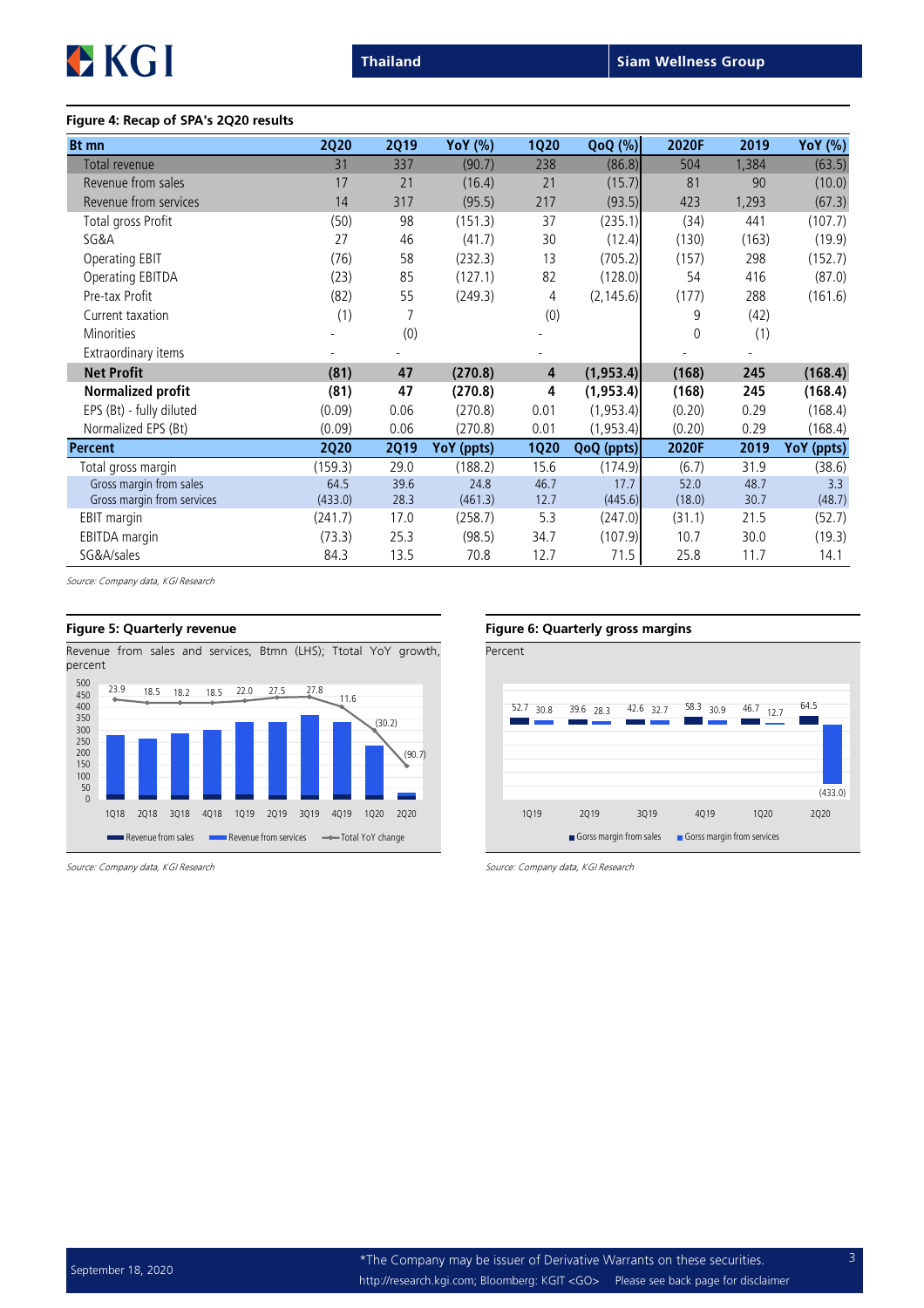## Figure 4: Recap of SPA's 2Q20 results

| Bt mn | 2Q20 | 2Q19 | YoY (%) | 1Q20 | QoQ (%) | 2020F | 2019 | YoY (%) |
|---|---|---|---|---|---|---|---|---|
| Total revenue | 31 | 337 | (90.7) | 238 | (86.8) | 504 | 1,384 | (63.5) |
| Revenue from sales | 17 | 21 | (16.4) | 21 | (15.7) | 81 | 90 | (10.0) |
| Revenue from services | 14 | 317 | (95.5) | 217 | (93.5) | 423 | 1,293 | (67.3) |
| Total gross Profit | (50) | 98 | (151.3) | 37 | (235.1) | (34) | 441 | (107.7) |
| SG&A | 27 | 46 | (41.7) | 30 | (12.4) | (130) | (163) | (19.9) |
| Operating EBIT | (76) | 58 | (232.3) | 13 | (705.2) | (157) | 298 | (152.7) |
| Operating EBITDA | (23) | 85 | (127.1) | 82 | (128.0) | 54 | 416 | (87.0) |
| Pre-tax Profit | (82) | 55 | (249.3) | 4 | (2,145.6) | (177) | 288 | (161.6) |
| Current taxation | (1) | 7 | | (0) | | 9 | (42) | |
| Minorities | - | (0) | | - | | 0 | (1) | |
| Extraordinary items | - | - | | - | | - | - | |
| **Net Profit** | **(81)** | **47** | **(270.8)** | **4** | **(1,953.4)** | **(168)** | **245** | **(168.4)** |
| **Normalized profit** | **(81)** | **47** | **(270.8)** | **4** | **(1,953.4)** | **(168)** | **245** | **(168.4)** |
| EPS (Bt) - fully diluted | (0.09) | 0.06 | (270.8) | 0.01 | (1,953.4) | (0.20) | 0.29 | (168.4) |
| Normalized EPS (Bt) | (0.09) | 0.06 | (270.8) | 0.01 | (1,953.4) | (0.20) | 0.29 | (168.4) |
| **Percent** | **2Q20** | **2Q19** | **YoY (ppts)** | **1Q20** | **QoQ (ppts)** | **2020F** | **2019** | **YoY (ppts)** |
| Total gross margin | (159.3) | 29.0 | (188.2) | 15.6 | (174.9) | (6.7) | 31.9 | (38.6) |
| Gross margin from sales | 64.5 | 39.6 | 24.8 | 46.7 | 17.7 | 52.0 | 48.7 | 3.3 |
| Gross margin from services | (433.0) | 28.3 | (461.3) | 12.7 | (445.6) | (18.0) | 30.7 | (48.7) |
| EBIT margin | (241.7) | 17.0 | (258.7) | 5.3 | (247.0) | (31.1) | 21.5 | (52.7) |
| EBITDA margin | (73.3) | 25.3 | (98.5) | 34.7 | (107.9) | 10.7 | 30.0 | (19.3) |
| SG&A/sales | 84.3 | 13.5 | 70.8 | 12.7 | 71.5 | 25.8 | 11.7 | 14.1 |

*Source: Company data, KGI Research*

## Figure 5: Quarterly revenue

Revenue from sales and services, Btmn (LHS); Ttotal YoY growth, percent

| | 1Q18 | 2Q18 | 3Q18 | 4Q18 | 1Q19 | 2Q19 | 3Q19 | 4Q19 | 1Q20 | 2Q20 |
|---|---|---|---|---|---|---|---|---|---|---|
| Total YoY change (%) | 23.9 | 18.5 | 18.2 | 18.5 | 22.0 | 27.5 | 27.8 | 11.6 | (30.2) | (90.7) |

Revenue from sales — Revenue from services — Total YoY change

*Source: Company data, KGI Research*

## Figure 6: Quarterly gross margins

Percent

| | 1Q19 | 2Q19 | 3Q19 | 4Q19 | 1Q20 | 2Q20 |
|---|---|---|---|---|---|---|
| Gorss margin from sales | 52.7 | 39.6 | 42.6 | 58.3 | 46.7 | 64.5 |
| Gorss margin from services | 30.8 | 28.3 | 32.7 | 30.9 | 12.7 | (433.0) |

*Source: Company data, KGI Research*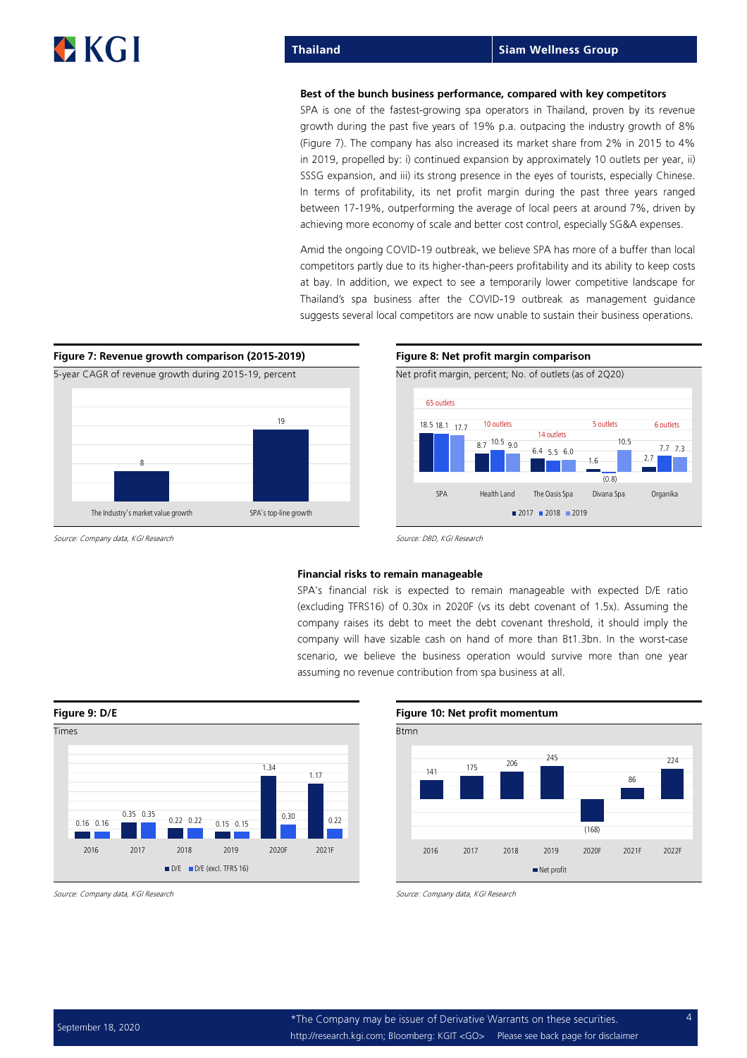### Best of the bunch business performance, compared with key competitors

SPA is one of the fastest-growing spa operators in Thailand, proven by its revenue growth during the past five years of 19% p.a. outpacing the industry growth of 8% (Figure 7). The company has also increased its market share from 2% in 2015 to 4% in 2019, propelled by: i) continued expansion by approximately 10 outlets per year, ii) SSSG expansion, and iii) its strong presence in the eyes of tourists, especially Chinese. In terms of profitability, its net profit margin during the past three years ranged between 17-19%, outperforming the average of local peers at around 7%, driven by achieving more economy of scale and better cost control, especially SG&A expenses.

Amid the ongoing COVID-19 outbreak, we believe SPA has more of a buffer than local competitors partly due to its higher-than-peers profitability and its ability to keep costs at bay. In addition, we expect to see a temporarily lower competitive landscape for Thailand's spa business after the COVID-19 outbreak as management guidance suggests several local competitors are now unable to sustain their business operations.

**Figure 7: Revenue growth comparison (2015-2019)**

5-year CAGR of revenue growth during 2015-19, percent

| | Percent |
|---|---|
| The Industry's market value growth | 8 |
| SPA's top-line growth | 19 |

*Source: Company data, KGI Research*

**Figure 8: Net profit margin comparison**

Net profit margin, percent; No. of outlets (as of 2Q20)

| | Outlets | 2017 | 2018 | 2019 |
|---|---|---|---|---|
| SPA | 65 outlets | 18.5 | 18.1 | 17.7 |
| Health Land | 10 outlets | 8.7 | 10.5 | 9.0 |
| The Oasis Spa | 14 outlets | 6.4 | 5.5 | 6.0 |
| Divana Spa | 5 outlets | 1.6 | (0.8) | 10.5 |
| Organika | 6 outlets | 2.7 | 7.7 | 7.3 |

*Source: DBD, KGI Research*

### Financial risks to remain manageable

SPA's financial risk is expected to remain manageable with expected D/E ratio (excluding TFRS16) of 0.30x in 2020F (vs its debt covenant of 1.5x). Assuming the company raises its debt to meet the debt covenant threshold, it should imply the company will have sizable cash on hand of more than Bt1.3bn. In the worst-case scenario, we believe the business operation would survive more than one year assuming no revenue contribution from spa business at all.

**Figure 9: D/E**

Times

| | 2016 | 2017 | 2018 | 2019 | 2020F | 2021F |
|---|---|---|---|---|---|---|
| D/E | 0.16 | 0.35 | 0.22 | 0.15 | 1.34 | 1.17 |
| D/E (excl. TFRS 16) | 0.16 | 0.35 | 0.22 | 0.15 | 0.30 | 0.22 |

*Source: Company data, KGI Research*

**Figure 10: Net profit momentum**

Btmn

| | 2016 | 2017 | 2018 | 2019 | 2020F | 2021F | 2022F |
|---|---|---|---|---|---|---|---|
| Net profit | 141 | 175 | 206 | 245 | (168) | 86 | 224 |

*Source: Company data, KGI Research*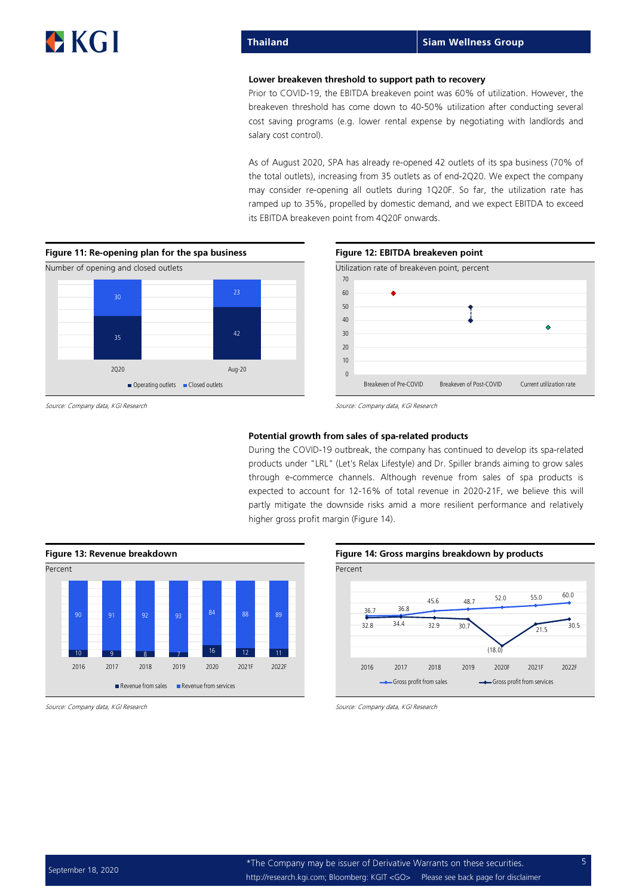### Lower breakeven threshold to support path to recovery

Prior to COVID-19, the EBITDA breakeven point was 60% of utilization. However, the breakeven threshold has come down to 40-50% utilization after conducting several cost saving programs (e.g. lower rental expense by negotiating with landlords and salary cost control).

As of August 2020, SPA has already re-opened 42 outlets of its spa business (70% of the total outlets), increasing from 35 outlets as of end-2Q20. We expect the company may consider re-opening all outlets during 1Q20F. So far, the utilization rate has ramped up to 35%, propelled by domestic demand, and we expect EBITDA to exceed its EBITDA breakeven point from 4Q20F onwards.

**Figure 11: Re-opening plan for the spa business**

Number of opening and closed outlets

| | 2Q20 | Aug-20 |
|---|---|---|
| Operating outlets | 35 | 42 |
| Closed outlets | 30 | 23 |

*Source: Company data, KGI Research*

**Figure 12: EBITDA breakeven point**

Utilization rate of breakeven point, percent

| | Breakeven of Pre-COVID | Breakeven of Post-COVID | Current utilization rate |
|---|---|---|---|
| Percent | 60 | 40-50 | 35 |

*Source: Company data, KGI Research*

### Potential growth from sales of spa-related products

During the COVID-19 outbreak, the company has continued to develop its spa-related products under "LRL" (Let's Relax Lifestyle) and Dr. Spiller brands aiming to grow sales through e-commerce channels. Although revenue from sales of spa products is expected to account for 12-16% of total revenue in 2020-21F, we believe this will partly mitigate the downside risks amid a more resilient performance and relatively higher gross profit margin (Figure 14).

**Figure 13: Revenue breakdown**

Percent

| | 2016 | 2017 | 2018 | 2019 | 2020 | 2021F | 2022F |
|---|---|---|---|---|---|---|---|
| Revenue from sales | 10 | 9 | 8 | 7 | 16 | 12 | 11 |
| Revenue from services | 90 | 91 | 92 | 93 | 84 | 88 | 89 |

*Source: Company data, KGI Research*

**Figure 14: Gross margins breakdown by products**

Percent

| | 2016 | 2017 | 2018 | 2019 | 2020F | 2021F | 2022F |
|---|---|---|---|---|---|---|---|
| Gross profit from sales | 36.7 | 36.8 | 45.6 | 48.7 | 52.0 | 55.0 | 60.0 |
| Gross profit from services | 32.8 | 34.4 | 32.9 | 30.7 | (18.0) | 21.5 | 30.5 |

*Source: Company data, KGI Research*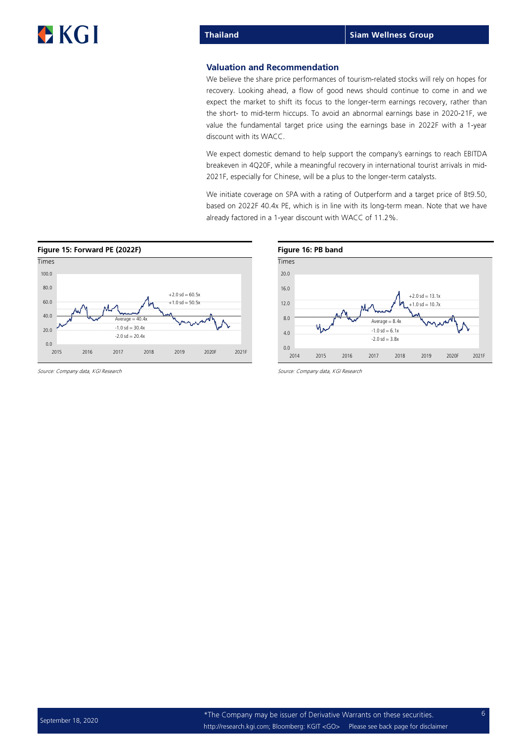## Valuation and Recommendation

We believe the share price performances of tourism-related stocks will rely on hopes for recovery. Looking ahead, a flow of good news should continue to come in and we expect the market to shift its focus to the longer-term earnings recovery, rather than the short- to mid-term hiccups. To avoid an abnormal earnings base in 2020-21F, we value the fundamental target price using the earnings base in 2022F with a 1-year discount with its WACC.

We expect domestic demand to help support the company's earnings to reach EBITDA breakeven in 4Q20F, while a meaningful recovery in international tourist arrivals in mid-2021F, especially for Chinese, will be a plus to the longer-term catalysts.

We initiate coverage on SPA with a rating of Outperform and a target price of Bt9.50, based on 2022F 40.4x PE, which is in line with its long-term mean. Note that we have already factored in a 1-year discount with WACC of 11.2%.

**Figure 15: Forward PE (2022F)**

Times

+2.0 sd = 60.5x
+1.0 sd = 50.5x
Average = 40.4x
-1.0 sd = 30.4x
-2.0 sd = 20.4x

*Source: Company data, KGI Research*

**Figure 16: PB band**

Times

+2.0 sd = 13.1x
+1.0 sd = 10.7x
Average = 8.4x
-1.0 sd = 6.1x
-2.0 sd = 3.8x

*Source: Company data, KGI Research*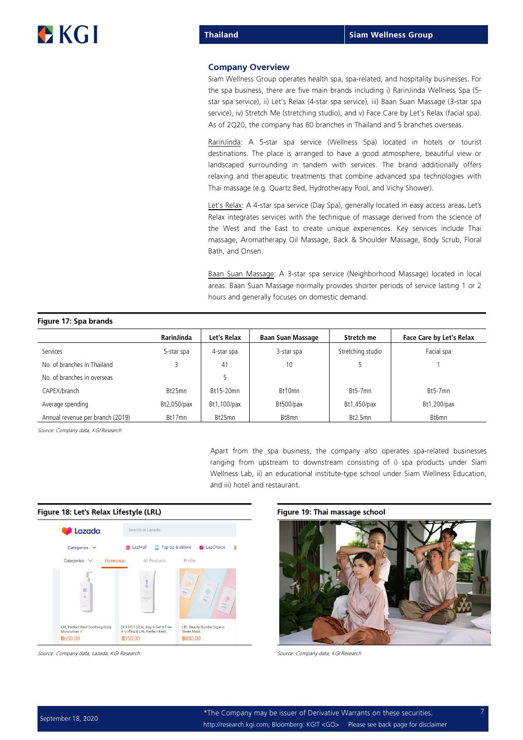## Company Overview

Siam Wellness Group operates health spa, spa-related, and hospitality businesses. For the spa business, there are five main brands including i) RarinJinda Wellness Spa (5-star spa service), ii) Let's Relax (4-star spa service), iii) Baan Suan Massage (3-star spa service), iv) Stretch Me (stretching studio), and v) Face Care by Let's Relax (facial spa). As of 2Q20, the company has 60 branches in Thailand and 5 branches overseas.

RarinJinda: A 5-star spa service (Wellness Spa) located in hotels or tourist destinations. The place is arranged to have a good atmosphere, beautiful view or landscaped surrounding in tandem with services. The brand additionally offers relaxing and therapeutic treatments that combine advanced spa technologies with Thai massage (e.g. Quartz Bed, Hydrotherapy Pool, and Vichy Shower).

Let's Relax: A 4-star spa service (Day Spa), generally located in easy access areas. Let's Relax integrates services with the technique of massage derived from the science of the West and the East to create unique experiences. Key services include Thai massage, Aromatherapy Oil Massage, Back & Shoulder Massage, Body Scrub, Floral Bath, and Onsen.

Baan Suan Massage: A 3-star spa service (Neighborhood Massage) located in local areas. Baan Suan Massage normally provides shorter periods of service lasting 1 or 2 hours and generally focuses on domestic demand.

**Figure 17: Spa brands**

| | RarinJinda | Let's Relax | Baan Suan Massage | Stretch me | Face Care by Let's Relax |
|---|---|---|---|---|---|
| Services | 5-star spa | 4-star spa | 3-star spa | Stretching studio | Facial spa |
| No. of branches in Thailand | 3 | 41 | 10 | 5 | 1 |
| No. of branches in overseas | | 5 | | | |
| CAPEX/branch | Bt25mn | Bt15-20mn | Bt10mn | Bt5-7mn | Bt5-7mn |
| Average spending | Bt2,050/pax | Bt1,100/pax | Bt500/pax | Bt1,450/pax | Bt1,200/pax |
| Annual revenue per branch (2019) | Bt17mn | Bt25mn | Bt8mn | Bt2.5mn | Bt6mn |

*Source: Company data, KGI Research*

Apart from the spa business, the company also operates spa-related businesses ranging from upstream to downstream consisting of i) spa products under Siam Wellness Lab, ii) an educational institute-type school under Siam Wellness Education, and iii) hotel and restaurant.

**Figure 18: Let's Relax Lifestyle (LRL)**

*Source: Company data, Lazada, KGI Research*

**Figure 19: Thai massage school**

*Source: Company data, KGI Research*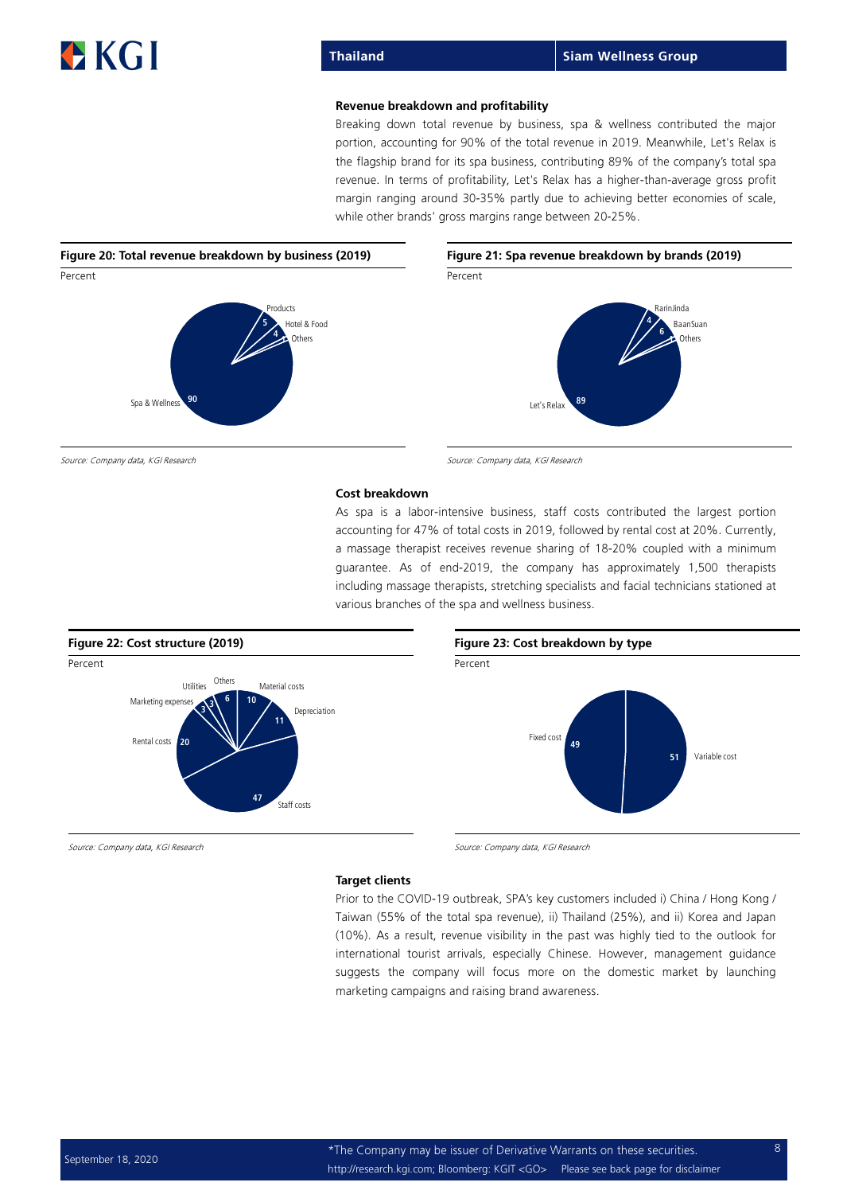### Revenue breakdown and profitability

Breaking down total revenue by business, spa & wellness contributed the major portion, accounting for 90% of the total revenue in 2019. Meanwhile, Let's Relax is the flagship brand for its spa business, contributing 89% of the company's total spa revenue. In terms of profitability, Let's Relax has a higher-than-average gross profit margin ranging around 30-35% partly due to achieving better economies of scale, while other brands' gross margins range between 20-25%.

**Figure 20: Total revenue breakdown by business (2019)**

Percent

| Business | Percent |
|---|---|
| Spa & Wellness | 90 |
| Products | 5 |
| Hotel & Food | 4 |
| Others | 1 |

*Source: Company data, KGI Research*

**Figure 21: Spa revenue breakdown by brands (2019)**

Percent

| Brand | Percent |
|---|---|
| Let's Relax | 89 |
| RarinJinda | 4 |
| BaanSuan | 6 |
| Others | 1 |

*Source: Company data, KGI Research*

### Cost breakdown

As spa is a labor-intensive business, staff costs contributed the largest portion accounting for 47% of total costs in 2019, followed by rental cost at 20%. Currently, a massage therapist receives revenue sharing of 18-20% coupled with a minimum guarantee. As of end-2019, the company has approximately 1,500 therapists including massage therapists, stretching specialists and facial technicians stationed at various branches of the spa and wellness business.

**Figure 22: Cost structure (2019)**

Percent

| Cost | Percent |
|---|---|
| Staff costs | 47 |
| Rental costs | 20 |
| Depreciation | 11 |
| Material costs | 10 |
| Others | 6 |
| Utilities | 3 |
| Marketing expenses | 3 |

*Source: Company data, KGI Research*

**Figure 23: Cost breakdown by type**

Percent

| Type | Percent |
|---|---|
| Variable cost | 51 |
| Fixed cost | 49 |

*Source: Company data, KGI Research*

### Target clients

Prior to the COVID-19 outbreak, SPA's key customers included i) China / Hong Kong / Taiwan (55% of the total spa revenue), ii) Thailand (25%), and ii) Korea and Japan (10%). As a result, revenue visibility in the past was highly tied to the outlook for international tourist arrivals, especially Chinese. However, management guidance suggests the company will focus more on the domestic market by launching marketing campaigns and raising brand awareness.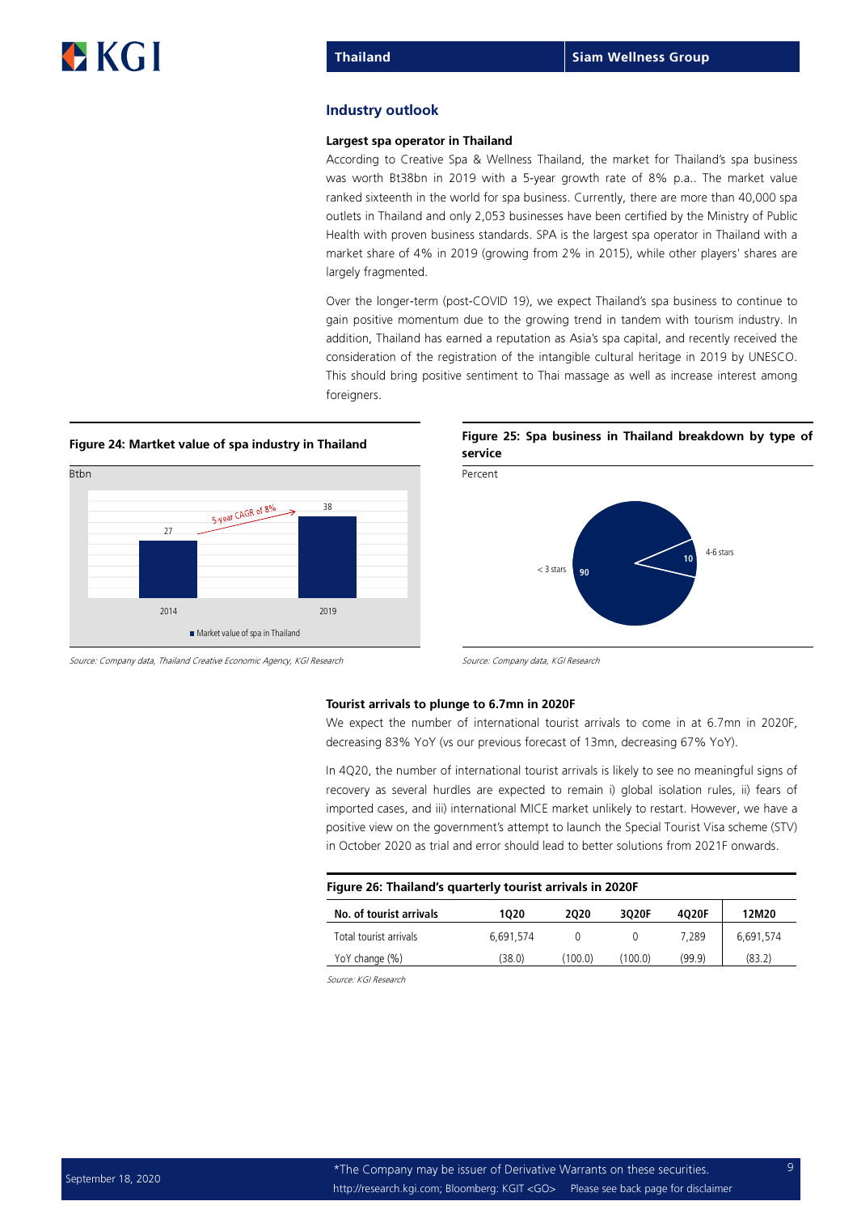## Industry outlook

**Largest spa operator in Thailand**

According to Creative Spa & Wellness Thailand, the market for Thailand's spa business was worth Bt38bn in 2019 with a 5-year growth rate of 8% p.a.. The market value ranked sixteenth in the world for spa business. Currently, there are more than 40,000 spa outlets in Thailand and only 2,053 businesses have been certified by the Ministry of Public Health with proven business standards. SPA is the largest spa operator in Thailand with a market share of 4% in 2019 (growing from 2% in 2015), while other players' shares are largely fragmented.

Over the longer-term (post-COVID 19), we expect Thailand's spa business to continue to gain positive momentum due to the growing trend in tandem with tourism industry. In addition, Thailand has earned a reputation as Asia's spa capital, and recently received the consideration of the registration of the intangible cultural heritage in 2019 by UNESCO. This should bring positive sentiment to Thai massage as well as increase interest among foreigners.

**Figure 24: Martket value of spa industry in Thailand**

Btbn

| | 2014 | 2019 |
|---|---|---|
| Market value of spa in Thailand | 27 | 38 |

5-year CAGR of 8%

*Source: Company data, Thailand Creative Economic Agency, KGI Research*

**Figure 25: Spa business in Thailand breakdown by type of service**

Percent

| Type | Percent |
|---|---|
| < 3 stars | 90 |
| 4-6 stars | 10 |

*Source: Company data, KGI Research*

**Tourist arrivals to plunge to 6.7mn in 2020F**

We expect the number of international tourist arrivals to come in at 6.7mn in 2020F, decreasing 83% YoY (vs our previous forecast of 13mn, decreasing 67% YoY).

In 4Q20, the number of international tourist arrivals is likely to see no meaningful signs of recovery as several hurdles are expected to remain i) global isolation rules, ii) fears of imported cases, and iii) international MICE market unlikely to restart. However, we have a positive view on the government's attempt to launch the Special Tourist Visa scheme (STV) in October 2020 as trial and error should lead to better solutions from 2021F onwards.

**Figure 26: Thailand's quarterly tourist arrivals in 2020F**

| No. of tourist arrivals | 1Q20 | 2Q20 | 3Q20F | 4Q20F | 12M20 |
|---|---|---|---|---|---|
| Total tourist arrivals | 6,691,574 | 0 | 0 | 7,289 | 6,691,574 |
| YoY change (%) | (38.0) | (100.0) | (100.0) | (99.9) | (83.2) |

*Source: KGI Research*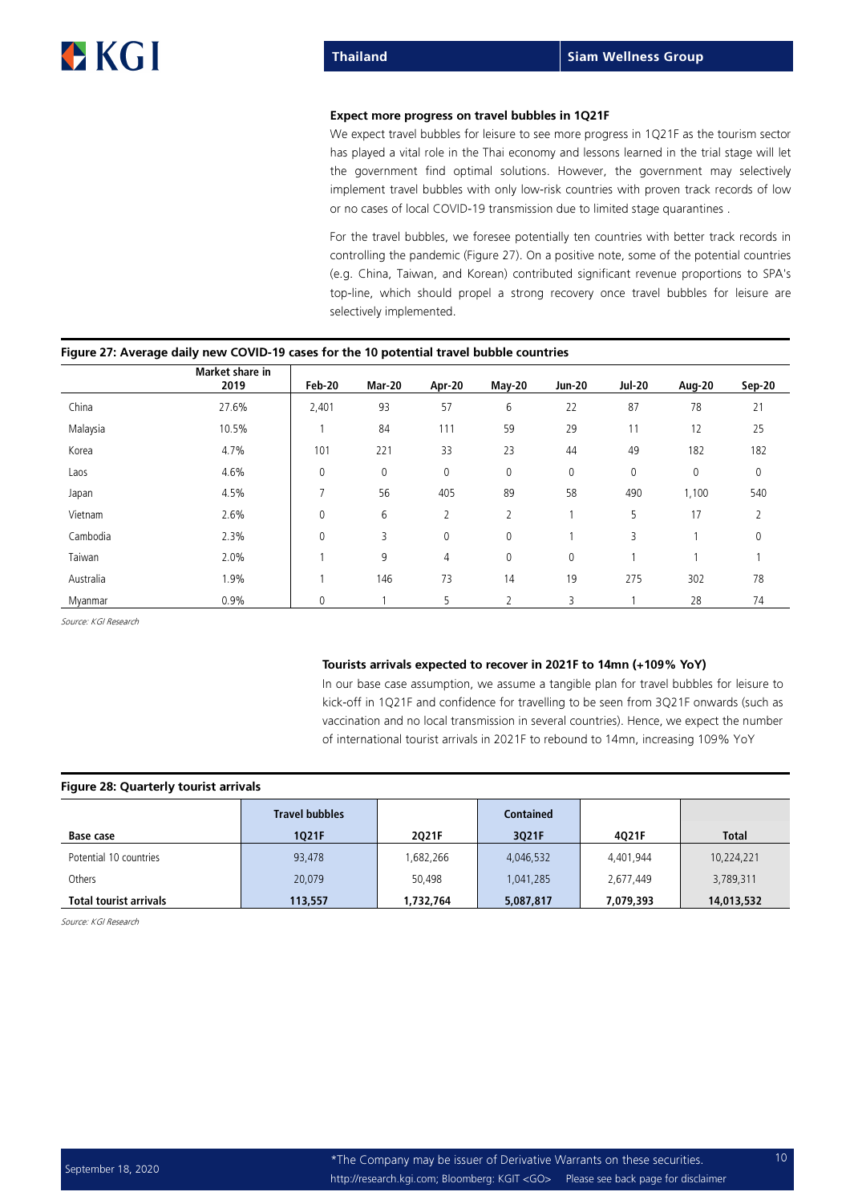**Expect more progress on travel bubbles in 1Q21F**

We expect travel bubbles for leisure to see more progress in 1Q21F as the tourism sector has played a vital role in the Thai economy and lessons learned in the trial stage will let the government find optimal solutions. However, the government may selectively implement travel bubbles with only low-risk countries with proven track records of low or no cases of local COVID-19 transmission due to limited stage quarantines .

For the travel bubbles, we foresee potentially ten countries with better track records in controlling the pandemic (Figure 27). On a positive note, some of the potential countries (e.g. China, Taiwan, and Korean) contributed significant revenue proportions to SPA's top-line, which should propel a strong recovery once travel bubbles for leisure are selectively implemented.

**Figure 27: Average daily new COVID-19 cases for the 10 potential travel bubble countries**

| | Market share in 2019 | Feb-20 | Mar-20 | Apr-20 | May-20 | Jun-20 | Jul-20 | Aug-20 | Sep-20 |
|---|---|---|---|---|---|---|---|---|---|
| China | 27.6% | 2,401 | 93 | 57 | 6 | 22 | 87 | 78 | 21 |
| Malaysia | 10.5% | 1 | 84 | 111 | 59 | 29 | 11 | 12 | 25 |
| Korea | 4.7% | 101 | 221 | 33 | 23 | 44 | 49 | 182 | 182 |
| Laos | 4.6% | 0 | 0 | 0 | 0 | 0 | 0 | 0 | 0 |
| Japan | 4.5% | 7 | 56 | 405 | 89 | 58 | 490 | 1,100 | 540 |
| Vietnam | 2.6% | 0 | 6 | 2 | 2 | 1 | 5 | 17 | 2 |
| Cambodia | 2.3% | 0 | 3 | 0 | 0 | 1 | 3 | 1 | 0 |
| Taiwan | 2.0% | 1 | 9 | 4 | 0 | 0 | 1 | 1 | 1 |
| Australia | 1.9% | 1 | 146 | 73 | 14 | 19 | 275 | 302 | 78 |
| Myanmar | 0.9% | 0 | 1 | 5 | 2 | 3 | 1 | 28 | 74 |

*Source: KGI Research*

**Tourists arrivals expected to recover in 2021F to 14mn (+109% YoY)**

In our base case assumption, we assume a tangible plan for travel bubbles for leisure to kick-off in 1Q21F and confidence for travelling to be seen from 3Q21F onwards (such as vaccination and no local transmission in several countries). Hence, we expect the number of international tourist arrivals in 2021F to rebound to 14mn, increasing 109% YoY

**Figure 28: Quarterly tourist arrivals**

| | Travel bubbles | | Contained | | |
|---|---|---|---|---|---|
| **Base case** | **1Q21F** | **2Q21F** | **3Q21F** | **4Q21F** | **Total** |
| Potential 10 countries | 93,478 | 1,682,266 | 4,046,532 | 4,401,944 | 10,224,221 |
| Others | 20,079 | 50,498 | 1,041,285 | 2,677,449 | 3,789,311 |
| **Total tourist arrivals** | **113,557** | **1,732,764** | **5,087,817** | **7,079,393** | **14,013,532** |

*Source: KGI Research*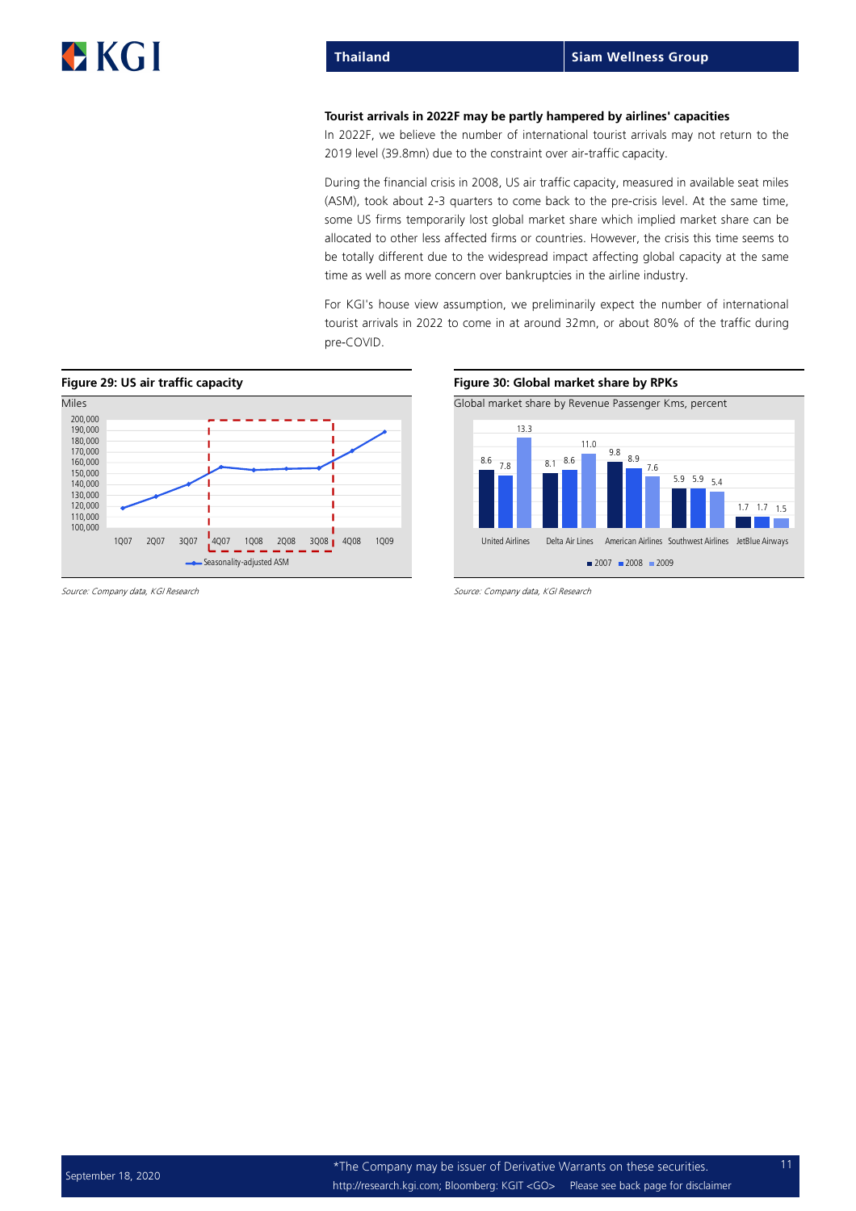**Tourist arrivals in 2022F may be partly hampered by airlines' capacities**

In 2022F, we believe the number of international tourist arrivals may not return to the 2019 level (39.8mn) due to the constraint over air-traffic capacity.

During the financial crisis in 2008, US air traffic capacity, measured in available seat miles (ASM), took about 2-3 quarters to come back to the pre-crisis level. At the same time, some US firms temporarily lost global market share which implied market share can be allocated to other less affected firms or countries. However, the crisis this time seems to be totally different due to the widespread impact affecting global capacity at the same time as well as more concern over bankruptcies in the airline industry.

For KGI's house view assumption, we preliminarily expect the number of international tourist arrivals in 2022 to come in at around 32mn, or about 80% of the traffic during pre-COVID.

**Figure 29: US air traffic capacity**

Miles

Seasonality-adjusted ASM (1Q07–1Q09)

*Source: Company data, KGI Research*

**Figure 30: Global market share by RPKs**

Global market share by Revenue Passenger Kms, percent

| | 2007 | 2008 | 2009 |
|---|---|---|---|
| United Airlines | 8.6 | 7.8 | 13.3 |
| Delta Air Lines | 8.1 | 8.6 | 11.0 |
| American Airlines | 9.8 | 8.9 | 7.6 |
| Southwest Airlines | 5.9 | 5.9 | 5.4 |
| JetBlue Airways | 1.7 | 1.7 | 1.5 |

*Source: Company data, KGI Research*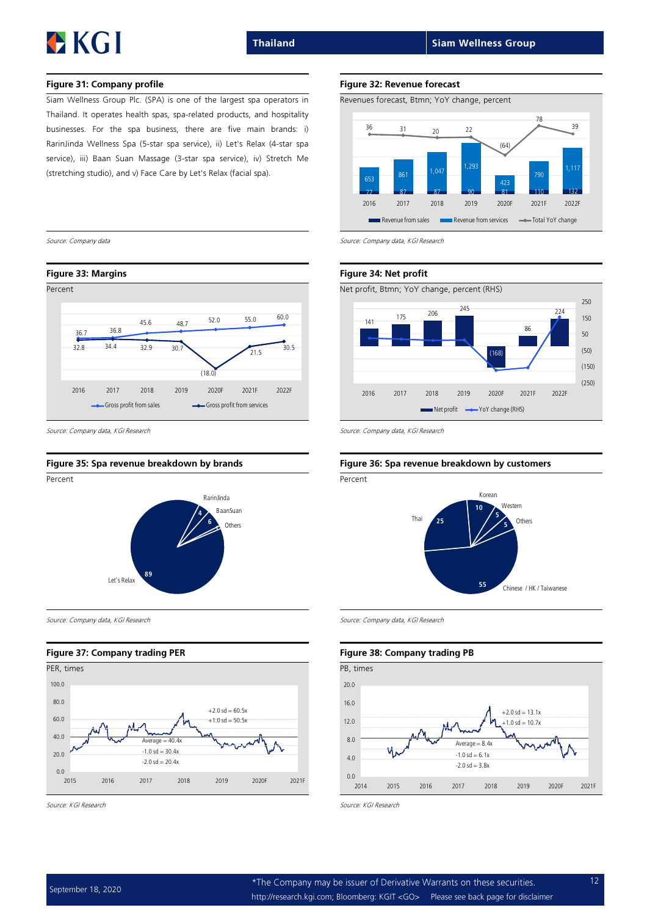#### Figure 31: Company profile

Siam Wellness Group Plc. (SPA) is one of the largest spa operators in Thailand. It operates health spas, spa-related products, and hospitality businesses. For the spa business, there are five main brands: i) RarinJinda Wellness Spa (5-star spa service), ii) Let's Relax (4-star spa service), iii) Baan Suan Massage (3-star spa service), iv) Stretch Me (stretching studio), and v) Face Care by Let's Relax (facial spa).

*Source: Company data*

#### Figure 32: Revenue forecast

Revenues forecast, Btmn; YoY change, percent

| | 2016 | 2017 | 2018 | 2019 | 2020F | 2021F | 2022F |
|---|---|---|---|---|---|---|---|
| Revenue from sales | 72 | 87 | 87 | 90 | 81 | 110 | 132 |
| Revenue from services | 653 | 861 | 1,047 | 1,293 | 423 | 790 | 1,117 |
| Total YoY change | 36 | 31 | 20 | 22 | (64) | 78 | 39 |

*Source: Company data, KGI Research*

#### Figure 33: Margins

Percent

| | 2016 | 2017 | 2018 | 2019 | 2020F | 2021F | 2022F |
|---|---|---|---|---|---|---|---|
| Gross profit from sales | 36.7 | 36.8 | 45.6 | 48.7 | 52.0 | 55.0 | 60.0 |
| Gross profit from services | 32.8 | 34.4 | 32.9 | 30.7 | (18.0) | 21.5 | 30.5 |

*Source: Company data, KGI Research*

#### Figure 34: Net profit

Net profit, Btmn; YoY change, percent (RHS)

| | 2016 | 2017 | 2018 | 2019 | 2020F | 2021F | 2022F |
|---|---|---|---|---|---|---|---|
| Net profit | 141 | 175 | 206 | 245 | (168) | 86 | 224 |

*Source: Company data, KGI Research*

#### Figure 35: Spa revenue breakdown by brands

Percent

| Brand | Percent |
|---|---|
| Let's Relax | 89 |
| BaanSuan | 6 |
| RarinJinda | 4 |
| Others | |

*Source: Company data, KGI Research*

#### Figure 36: Spa revenue breakdown by customers

Percent

| Customer | Percent |
|---|---|
| Chinese / HK / Taiwanese | 55 |
| Thai | 25 |
| Korean | 10 |
| Western | 5 |
| Others | 5 |

*Source: Company data, KGI Research*

#### Figure 37: Company trading PER

PER, times

+2.0 sd = 60.5x; +1.0 sd = 50.5x; Average = 40.4x; -1.0 sd = 30.4x; -2.0 sd = 20.4x

*Source: KGI Research*

#### Figure 38: Company trading PB

PB, times

+2.0 sd = 13.1x; +1.0 sd = 10.7x; Average = 8.4x; -1.0 sd = 6.1x; -2.0 sd = 3.8x

*Source: KGI Research*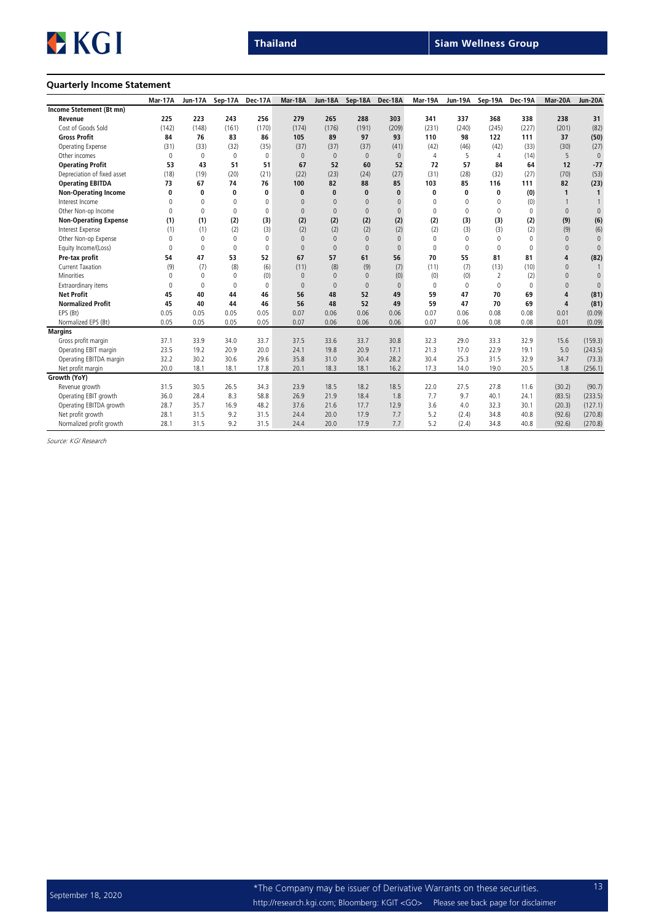## Quarterly Income Statement

| | Mar-17A | Jun-17A | Sep-17A | Dec-17A | Mar-18A | Jun-18A | Sep-18A | Dec-18A | Mar-19A | Jun-19A | Sep-19A | Dec-19A | Mar-20A | Jun-20A |
|---|---|---|---|---|---|---|---|---|---|---|---|---|---|---|
| **Income Stetement (Bt mn)** | | | | | | | | | | | | | | |
| **Revenue** | **225** | **223** | **243** | **256** | **279** | **265** | **288** | **303** | **341** | **337** | **368** | **338** | **238** | **31** |
| Cost of Goods Sold | (142) | (148) | (161) | (170) | (174) | (176) | (191) | (209) | (231) | (240) | (245) | (227) | (201) | (82) |
| **Gross Profit** | **84** | **76** | **83** | **86** | **105** | **89** | **97** | **93** | **110** | **98** | **122** | **111** | **37** | **(50)** |
| Operating Expense | (31) | (33) | (32) | (35) | (37) | (37) | (37) | (41) | (42) | (46) | (42) | (33) | (30) | (27) |
| Other incomes | 0 | 0 | 0 | 0 | 0 | 0 | 0 | 0 | 4 | 5 | 4 | (14) | 5 | 0 |
| **Operating Profit** | **53** | **43** | **51** | **51** | **67** | **52** | **60** | **52** | **72** | **57** | **84** | **64** | **12** | **-77** |
| Depreciation of fixed asset | (18) | (19) | (20) | (21) | (22) | (23) | (24) | (27) | (31) | (28) | (32) | (27) | (70) | (53) |
| **Operating EBITDA** | **73** | **67** | **74** | **76** | **100** | **82** | **88** | **85** | **103** | **85** | **116** | **111** | **82** | **(23)** |
| **Non-Operating Income** | **0** | **0** | **0** | **0** | **0** | **0** | **0** | **0** | **0** | **0** | **0** | **(0)** | **1** | **1** |
| Interest Income | 0 | 0 | 0 | 0 | 0 | 0 | 0 | 0 | 0 | 0 | 0 | (0) | 1 | 1 |
| Other Non-op Income | 0 | 0 | 0 | 0 | 0 | 0 | 0 | 0 | 0 | 0 | 0 | 0 | 0 | 0 |
| **Non-Operating Expense** | **(1)** | **(1)** | **(2)** | **(3)** | **(2)** | **(2)** | **(2)** | **(2)** | **(2)** | **(3)** | **(3)** | **(2)** | **(9)** | **(6)** |
| Interest Expense | (1) | (1) | (2) | (3) | (2) | (2) | (2) | (2) | (2) | (3) | (3) | (2) | (9) | (6) |
| Other Non-op Expense | 0 | 0 | 0 | 0 | 0 | 0 | 0 | 0 | 0 | 0 | 0 | 0 | 0 | 0 |
| Equity Income/(Loss) | 0 | 0 | 0 | 0 | 0 | 0 | 0 | 0 | 0 | 0 | 0 | 0 | 0 | 0 |
| **Pre-tax profit** | **54** | **47** | **53** | **52** | **67** | **57** | **61** | **56** | **70** | **55** | **81** | **81** | **4** | **(82)** |
| Current Taxation | (9) | (7) | (8) | (6) | (11) | (8) | (9) | (7) | (11) | (7) | (13) | (10) | 0 | 1 |
| Minorities | 0 | 0 | 0 | (0) | 0 | 0 | 0 | (0) | (0) | (0) | 2 | (2) | 0 | 0 |
| Extraordinary items | 0 | 0 | 0 | 0 | 0 | 0 | 0 | 0 | 0 | 0 | 0 | 0 | 0 | 0 |
| **Net Profit** | **45** | **40** | **44** | **46** | **56** | **48** | **52** | **49** | **59** | **47** | **70** | **69** | **4** | **(81)** |
| **Normalized Profit** | **45** | **40** | **44** | **46** | **56** | **48** | **52** | **49** | **59** | **47** | **70** | **69** | **4** | **(81)** |
| EPS (Bt) | 0.05 | 0.05 | 0.05 | 0.05 | 0.07 | 0.06 | 0.06 | 0.06 | 0.07 | 0.06 | 0.08 | 0.08 | 0.01 | (0.09) |
| Normalized EPS (Bt) | 0.05 | 0.05 | 0.05 | 0.05 | 0.07 | 0.06 | 0.06 | 0.06 | 0.07 | 0.06 | 0.08 | 0.08 | 0.01 | (0.09) |
| **Margins** | | | | | | | | | | | | | | |
| Gross profit margin | 37.1 | 33.9 | 34.0 | 33.7 | 37.5 | 33.6 | 33.7 | 30.8 | 32.3 | 29.0 | 33.3 | 32.9 | 15.6 | (159.3) |
| Operating EBIT margin | 23.5 | 19.2 | 20.9 | 20.0 | 24.1 | 19.8 | 20.9 | 17.1 | 21.3 | 17.0 | 22.9 | 19.1 | 5.0 | (243.5) |
| Operating EBITDA margin | 32.2 | 30.2 | 30.6 | 29.6 | 35.8 | 31.0 | 30.4 | 28.2 | 30.4 | 25.3 | 31.5 | 32.9 | 34.7 | (73.3) |
| Net profit margin | 20.0 | 18.1 | 18.1 | 17.8 | 20.1 | 18.3 | 18.1 | 16.2 | 17.3 | 14.0 | 19.0 | 20.5 | 1.8 | (256.1) |
| **Growth (YoY)** | | | | | | | | | | | | | | |
| Revenue growth | 31.5 | 30.5 | 26.5 | 34.3 | 23.9 | 18.5 | 18.2 | 18.5 | 22.0 | 27.5 | 27.8 | 11.6 | (30.2) | (90.7) |
| Operating EBIT growth | 36.0 | 28.4 | 8.3 | 58.8 | 26.9 | 21.9 | 18.4 | 1.8 | 7.7 | 9.7 | 40.1 | 24.1 | (83.5) | (233.5) |
| Operating EBITDA growth | 28.7 | 35.7 | 16.9 | 48.2 | 37.6 | 21.6 | 17.7 | 12.9 | 3.6 | 4.0 | 32.3 | 30.1 | (20.3) | (127.1) |
| Net profit growth | 28.1 | 31.5 | 9.2 | 31.5 | 24.4 | 20.0 | 17.9 | 7.7 | 5.2 | (2.4) | 34.8 | 40.8 | (92.6) | (270.8) |
| Normalized profit growth | 28.1 | 31.5 | 9.2 | 31.5 | 24.4 | 20.0 | 17.9 | 7.7 | 5.2 | (2.4) | 34.8 | 40.8 | (92.6) | (270.8) |

*Source: KGI Research*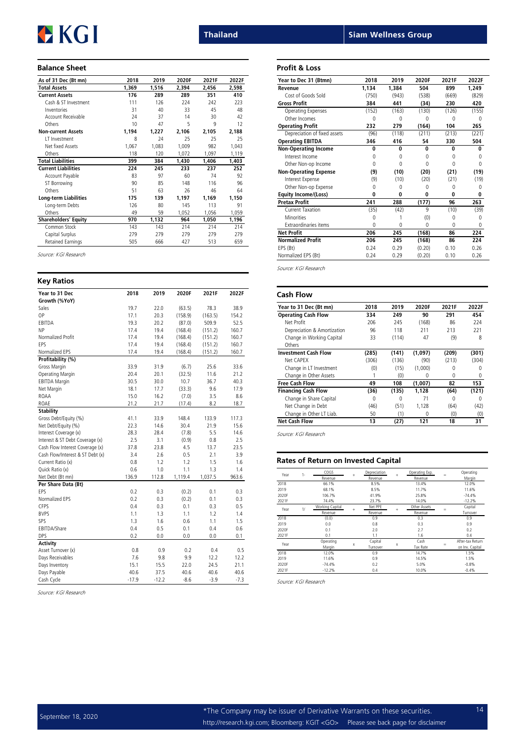## Balance Sheet

| As of 31 Dec (Bt mn) | 2018 | 2019 | 2020F | 2021F | 2022F |
|---|---|---|---|---|---|
| **Total Assets** | **1,369** | **1,516** | **2,394** | **2,456** | **2,598** |
| **Current Assets** | **176** | **289** | **289** | **351** | **410** |
| Cash & ST Investment | 111 | 126 | 224 | 242 | 223 |
| Inventories | 31 | 40 | 33 | 45 | 48 |
| Account Receivable | 24 | 37 | 14 | 30 | 42 |
| Others | 10 | 47 | 5 | 9 | 12 |
| **Non-current Assets** | **1,194** | **1,227** | **2,106** | **2,105** | **2,188** |
| LT Investment | 8 | 24 | 25 | 25 | 25 |
| Net fixed Assets | 1,067 | 1,083 | 1,009 | 982 | 1,043 |
| Others | 118 | 120 | 1,072 | 1,097 | 1,119 |
| **Total Liabilities** | **399** | **384** | **1,430** | **1,406** | **1,403** |
| **Current Liabilities** | **224** | **245** | **233** | **237** | **252** |
| Account Payable | 83 | 97 | 60 | 74 | 92 |
| ST Borrowing | 90 | 85 | 148 | 116 | 96 |
| Others | 51 | 63 | 26 | 46 | 64 |
| **Long-term Liabilities** | **175** | **139** | **1,197** | **1,169** | **1,150** |
| Long-term Debts | 126 | 80 | 145 | 113 | 91 |
| Others | 49 | 59 | 1,052 | 1,056 | 1,059 |
| **Shareholders' Equity** | **970** | **1,132** | **964** | **1,050** | **1,196** |
| Common Stock | 143 | 143 | 214 | 214 | 214 |
| Capital Surplus | 279 | 279 | 279 | 279 | 279 |
| Retained Earnings | 505 | 666 | 427 | 513 | 659 |

*Source: KGI Research*

## Key Ratios

| Year to 31 Dec | 2018 | 2019 | 2020F | 2021F | 2022F |
|---|---|---|---|---|---|
| **Growth (%YoY)** | | | | | |
| Sales | 19.7 | 22.0 | (63.5) | 78.3 | 38.9 |
| OP | 17.1 | 20.3 | (158.9) | (163.5) | 154.2 |
| EBITDA | 19.3 | 20.2 | (87.0) | 509.9 | 52.5 |
| NP | 17.4 | 19.4 | (168.4) | (151.2) | 160.7 |
| Normalized Profit | 17.4 | 19.4 | (168.4) | (151.2) | 160.7 |
| EPS | 17.4 | 19.4 | (168.4) | (151.2) | 160.7 |
| Normalized EPS | 17.4 | 19.4 | (168.4) | (151.2) | 160.7 |
| **Profitability (%)** | | | | | |
| Gross Margin | 33.9 | 31.9 | (6.7) | 25.6 | 33.6 |
| Operating Margin | 20.4 | 20.1 | (32.5) | 11.6 | 21.2 |
| EBITDA Margin | 30.5 | 30.0 | 10.7 | 36.7 | 40.3 |
| Net Margin | 18.1 | 17.7 | (33.3) | 9.6 | 17.9 |
| ROAA | 15.0 | 16.2 | (7.0) | 3.5 | 8.6 |
| ROAE | 21.2 | 21.7 | (17.4) | 8.2 | 18.7 |
| **Stability** | | | | | |
| Gross Debt/Equity (%) | 41.1 | 33.9 | 148.4 | 133.9 | 117.3 |
| Net Debt/Equity (%) | 22.3 | 14.6 | 30.4 | 21.9 | 15.6 |
| Interest Coverage (x) | 28.3 | 28.4 | (7.8) | 5.5 | 14.6 |
| Interest & ST Debt Coverage (x) | 2.5 | 3.1 | (0.9) | 0.8 | 2.5 |
| Cash Flow Interest Coverage (x) | 37.8 | 23.8 | 4.5 | 13.7 | 23.5 |
| Cash Flow/Interest & ST Debt (x) | 3.4 | 2.6 | 0.5 | 2.1 | 3.9 |
| Current Ratio (x) | 0.8 | 1.2 | 1.2 | 1.5 | 1.6 |
| Quick Ratio (x) | 0.6 | 1.0 | 1.1 | 1.3 | 1.4 |
| Net Debt (Bt mn) | 136.9 | 112.8 | 1,119.4 | 1,037.5 | 963.6 |
| **Per Share Data (Bt)** | | | | | |
| EPS | 0.2 | 0.3 | (0.2) | 0.1 | 0.3 |
| Normalized EPS | 0.2 | 0.3 | (0.2) | 0.1 | 0.3 |
| CFPS | 0.4 | 0.3 | 0.1 | 0.3 | 0.5 |
| BVPS | 1.1 | 1.3 | 1.1 | 1.2 | 1.4 |
| SPS | 1.3 | 1.6 | 0.6 | 1.1 | 1.5 |
| EBITDA/Share | 0.4 | 0.5 | 0.1 | 0.4 | 0.6 |
| DPS | 0.2 | 0.0 | 0.0 | 0.0 | 0.1 |
| **Activity** | | | | | |
| Asset Turnover (x) | 0.8 | 0.9 | 0.2 | 0.4 | 0.5 |
| Days Receivables | 7.6 | 9.8 | 9.9 | 12.2 | 12.2 |
| Days Inventory | 15.1 | 15.5 | 22.0 | 24.5 | 21.1 |
| Days Payable | 40.6 | 37.5 | 40.6 | 40.6 | 40.6 |
| Cash Cycle | -17.9 | -12.2 | -8.6 | -3.9 | -7.3 |

*Source: KGI Research*

## Profit & Loss

| Year to Dec 31 (Btmn) | 2018 | 2019 | 2020F | 2021F | 2022F |
|---|---|---|---|---|---|
| **Revenue** | **1,134** | **1,384** | **504** | **899** | **1,249** |
| Cost of Goods Sold | (750) | (943) | (538) | (669) | (829) |
| **Gross Profit** | **384** | **441** | **(34)** | **230** | **420** |
| Operating Expenses | (152) | (163) | (130) | (126) | (155) |
| Other Incomes | 0 | 0 | 0 | 0 | 0 |
| **Operating Profit** | **232** | **279** | **(164)** | **104** | **265** |
| Depreciation of fixed assets | (96) | (118) | (211) | (213) | (221) |
| **Operating EBITDA** | **346** | **416** | **54** | **330** | **504** |
| **Non-Operating Income** | **0** | **0** | **0** | **0** | **0** |
| Interest Income | 0 | 0 | 0 | 0 | 0 |
| Other Non-op Income | 0 | 0 | 0 | 0 | 0 |
| **Non-Operating Expense** | **(9)** | **(10)** | **(20)** | **(21)** | **(19)** |
| Interest Expense | (9) | (10) | (20) | (21) | (19) |
| Other Non-op Expense | 0 | 0 | 0 | 0 | 0 |
| **Equity Income/(Loss)** | **0** | **0** | **0** | **0** | **0** |
| **Pretax Profit** | **241** | **288** | **(177)** | **96** | **263** |
| Current Taxation | (35) | (42) | 9 | (10) | (39) |
| Minorities | 0 | 1 | (0) | 0 | 0 |
| Extraordinaries items | 0 | 0 | 0 | 0 | 0 |
| **Net Profit** | **206** | **245** | **(168)** | **86** | **224** |
| **Normalized Profit** | **206** | **245** | **(168)** | **86** | **224** |
| EPS (Bt) | 0.24 | 0.29 | (0.20) | 0.10 | 0.26 |
| Normalized EPS (Bt) | 0.24 | 0.29 | (0.20) | 0.10 | 0.26 |

*Source: KGI Research*

## Cash Flow

| Year to 31 Dec (Bt mn) | 2018 | 2019 | 2020F | 2021F | 2022F |
|---|---|---|---|---|---|
| **Operating Cash Flow** | **334** | **249** | **90** | **291** | **454** |
| Net Profit | 206 | 245 | (168) | 86 | 224 |
| Depreciation & Amortization | 96 | 118 | 211 | 213 | 221 |
| Change in Working Capital | 33 | (114) | 47 | (9) | 8 |
| Others | | | | | |
| **Investment Cash Flow** | **(285)** | **(141)** | **(1,097)** | **(209)** | **(301)** |
| Net CAPEX | (306) | (136) | (90) | (213) | (304) |
| Change in LT Investment | (0) | (15) | (1,000) | 0 | 0 |
| Change in Other Assets | 1 | (0) | 0 | 0 | 0 |
| **Free Cash Flow** | **49** | **108** | **(1,007)** | **82** | **153** |
| **Financing Cash Flow** | **(36)** | **(135)** | **1,128** | **(64)** | **(121)** |
| Change in Share Capital | 0 | 0 | 71 | 0 | 0 |
| Net Change in Debt | (46) | (51) | 1,128 | (64) | (42) |
| Change in Other LT Liab. | 50 | (1) | 0 | (0) | (0) |
| **Net Cash Flow** | **13** | **(27)** | **121** | **18** | **31** |

*Source: KGI Research*

## Rates of Return on Invested Capital

| Year | 1- | COGS / Revenue | + | Depreciation / Revenue | + | Operating Exp. / Revenue | = | Operating Margin |
|---|---|---|---|---|---|---|---|---|
| 2018 | | 66.1% | | 8.5% | | 13.4% | | 12.0% |
| 2019 | | 68.1% | | 8.5% | | 11.7% | | 11.6% |
| 2020F | | 106.7% | | 41.9% | | 25.8% | | -74.4% |
| 2021F | | 74.4% | | 23.7% | | 14.0% | | -12.2% |

| Year | 1/ | Working Capital / Revenue | + | Net PPE / Revenue | + | Other Assets / Revenue | = | Capital Turnover |
|---|---|---|---|---|---|---|---|---|
| 2018 | | (0.0) | | 0.9 | | 0.3 | | 0.9 |
| 2019 | | 0.0 | | 0.8 | | 0.3 | | 0.9 |
| 2020F | | 0.1 | | 2.0 | | 2.7 | | 0.2 |
| 2021F | | 0.1 | | 1.1 | | 1.6 | | 0.4 |

| Year | Operating Margin | x | Capital Turnover | x | Cash Tax Rate | = | After-tax Return on Inv. Capital |
|---|---|---|---|---|---|---|---|
| 2018 | 12.0% | | 0.9 | | 14.7% | | 1.5% |
| 2019 | 11.6% | | 0.9 | | 14.5% | | 1.5% |
| 2020F | -74.4% | | 0.2 | | 5.0% | | -0.8% |
| 2021F | -12.2% | | 0.4 | | 10.0% | | -0.4% |

*Source: KGI Research*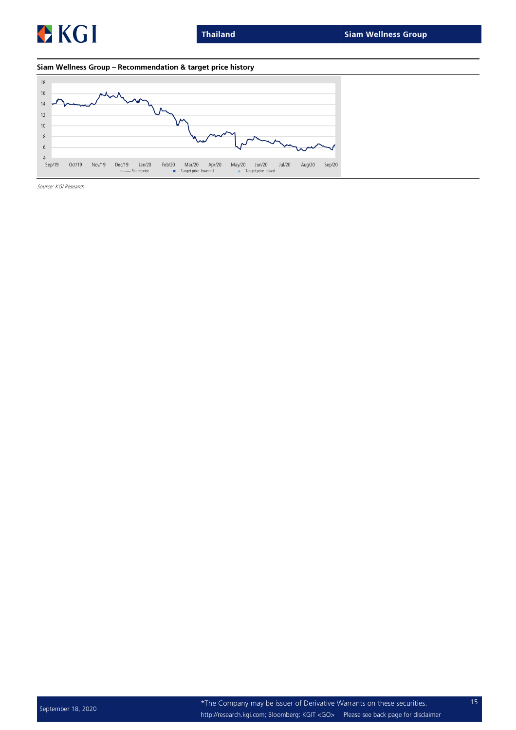**Siam Wellness Group – Recommendation & target price history**

*Source: KGI Research*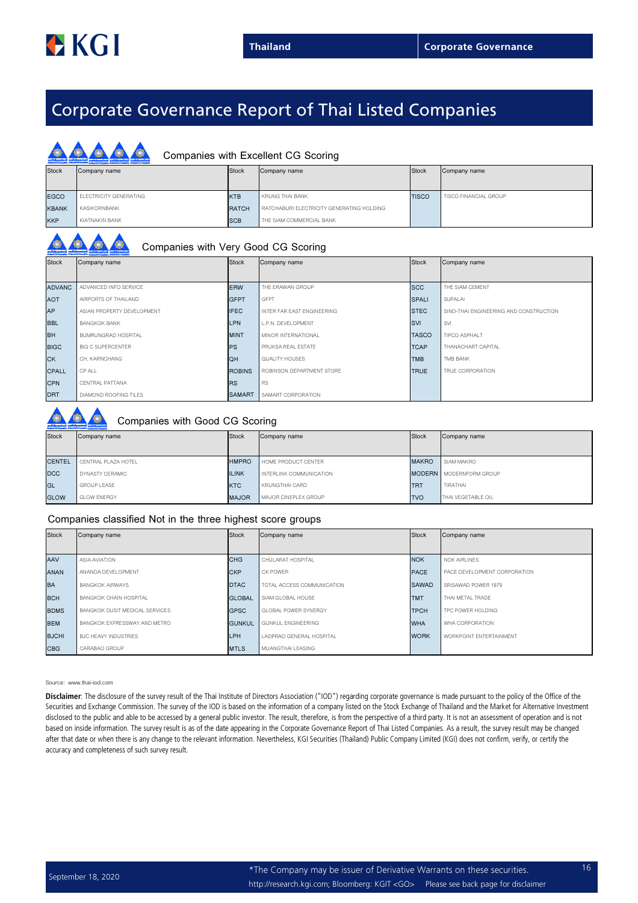# Corporate Governance Report of Thai Listed Companies

## Companies with Excellent CG Scoring

| Stock | Company name | Stock | Company name | Stock | Company name |
|---|---|---|---|---|---|
| EGCO | ELECTRICITY GENERATING | KTB | KRUNG THAI BANK | TISCO | TISCO FINANCIAL GROUP |
| KBANK | KASIKORNBANK | RATCH | RATCHABURI ELECTRICITY GENERATING HOLDING | | |
| KKP | KIATNAKIN BANK | SCB | THE SIAM COMMERCIAL BANK | | |

## Companies with Very Good CG Scoring

| Stock | Company name | Stock | Company name | Stock | Company name |
|---|---|---|---|---|---|
| ADVANC | ADVANCED INFO SERVICE | ERW | THE ERAWAN GROUP | SCC | THE SIAM CEMENT |
| AOT | AIRPORTS OF THAILAND | GFPT | GFPT | SPALI | SUPALAI |
| AP | ASIAN PROPERTY DEVELOPMENT | IFEC | INTER FAR EAST ENGINEERING | STEC | SINO-THAI ENGINEERING AND CONSTRUCTION |
| BBL | BANGKOK BANK | LPN | L.P.N. DEVELOPMENT | SVI | SVI |
| BH | BUMRUNGRAD HOSPITAL | MINT | MINOR INTERNATIONAL | TASCO | TIPCO ASPHALT |
| BIGC | BIG C SUPERCENTER | PS | PRUKSA REAL ESTATE | TCAP | THANACHART CAPITAL |
| CK | CH. KARNCHANG | QH | QUALITY HOUSES | TMB | TMB BANK |
| CPALL | CP ALL | ROBINS | ROBINSON DEPARTMENT STORE | TRUE | TRUE CORPORATION |
| CPN | CENTRAL PATTANA | RS | RS | | |
| DRT | DIAMOND ROOFING TILES | SAMART | SAMART CORPORATION | | |

## Companies with Good CG Scoring

| Stock | Company name | Stock | Company name | Stock | Company name |
|---|---|---|---|---|---|
| CENTEL | CENTRAL PLAZA HOTEL | HMPRO | HOME PRODUCT CENTER | MAKRO | SIAM MAKRO |
| DCC | DYNASTY CERAMIC | ILINK | INTERLINK COMMUNICATION | MODERN | MODERNFORM GROUP |
| GL | GROUP LEASE | KTC | KRUNGTHAI CARD | TRT | TIRATHAI |
| GLOW | GLOW ENERGY | MAJOR | MAJOR CINEPLEX GROUP | TVO | THAI VEGETABLE OIL |

## Companies classified Not in the three highest score groups

| Stock | Company name | Stock | Company name | Stock | Company name |
|---|---|---|---|---|---|
| AAV | ASIA AVIATION | CHG | CHULARAT HOSPITAL | NOK | NOK AIRLINES |
| ANAN | ANANDA DEVELOPMENT | CKP | CK POWER | PACE | PACE DEVELOPMENT CORPORATION |
| BA | BANGKOK AIRWAYS | DTAC | TOTAL ACCESS COMMUNICATION | SAWAD | SRISAWAD POWER 1979 |
| BCH | BANGKOK CHAIN HOSPITAL | GLOBAL | SIAM GLOBAL HOUSE | TMT | THAI METAL TRADE |
| BDMS | BANGKOK DUSIT MEDICAL SERVICES | GPSC | GLOBAL POWER SYNERGY | TPCH | TPC POWER HOLDING |
| BEM | BANGKOK EXPRESSWAY AND METRO | GUNKUL | GUNKUL ENGINEERING | WHA | WHA CORPORATION |
| BJCHI | BJC HEAVY INDUSTRIES | LPH | LADPRAO GENERAL HOSPITAL | WORK | WORKPOINT ENTERTAINMENT |
| CBG | CARABAO GROUP | MTLS | MUANGTHAI LEASING | | |

Source: www.thai-iod.com

**Disclaimer**: The disclosure of the survey result of the Thai Institute of Directors Association ("IOD") regarding corporate governance is made pursuant to the policy of the Office of the Securities and Exchange Commission. The survey of the IOD is based on the information of a company listed on the Stock Exchange of Thailand and the Market for Alternative Investment disclosed to the public and able to be accessed by a general public investor. The result, therefore, is from the perspective of a third party. It is not an assessment of operation and is not based on inside information. The survey result is as of the date appearing in the Corporate Governance Report of Thai Listed Companies. As a result, the survey result may be changed after that date or when there is any change to the relevant information. Nevertheless, KGI Securities (Thailand) Public Company Limited (KGI) does not confirm, verify, or certify the accuracy and completeness of such survey result.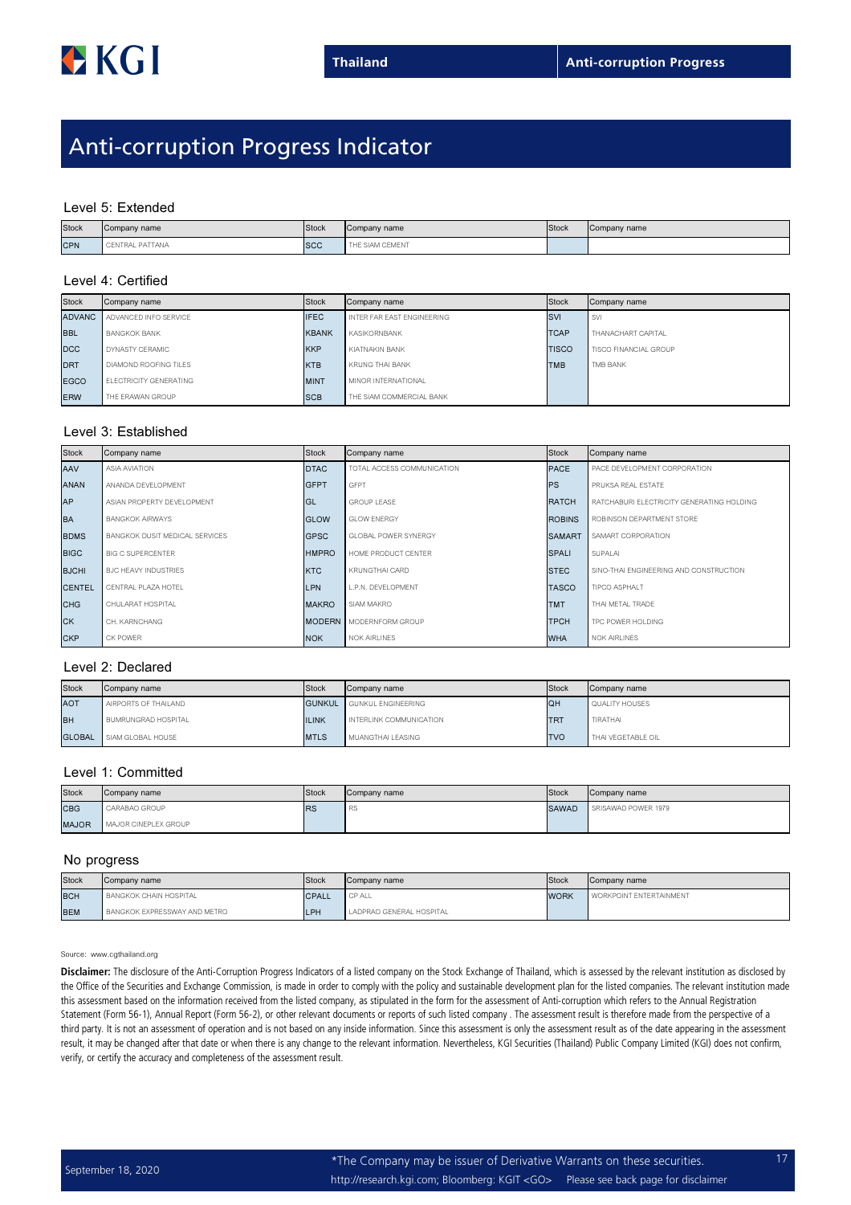# Anti-corruption Progress Indicator

### Level 5: Extended

| Stock | Company name | Stock | Company name | Stock | Company name |
|---|---|---|---|---|---|
| CPN | CENTRAL PATTANA | SCC | THE SIAM CEMENT | | |

### Level 4: Certified

| Stock | Company name | Stock | Company name | Stock | Company name |
|---|---|---|---|---|---|
| ADVANC | ADVANCED INFO SERVICE | IFEC | INTER FAR EAST ENGINEERING | SVI | SVI |
| BBL | BANGKOK BANK | KBANK | KASIKORNBANK | TCAP | THANACHART CAPITAL |
| DCC | DYNASTY CERAMIC | KKP | KIATNAKIN BANK | TISCO | TISCO FINANCIAL GROUP |
| DRT | DIAMOND ROOFING TILES | KTB | KRUNG THAI BANK | TMB | TMB BANK |
| EGCO | ELECTRICITY GENERATING | MINT | MINOR INTERNATIONAL | | |
| ERW | THE ERAWAN GROUP | SCB | THE SIAM COMMERCIAL BANK | | |

### Level 3: Established

| Stock | Company name | Stock | Company name | Stock | Company name |
|---|---|---|---|---|---|
| AAV | ASIA AVIATION | DTAC | TOTAL ACCESS COMMUNICATION | PACE | PACE DEVELOPMENT CORPORATION |
| ANAN | ANANDA DEVELOPMENT | GFPT | GFPT | PS | PRUKSA REAL ESTATE |
| AP | ASIAN PROPERTY DEVELOPMENT | GL | GROUP LEASE | RATCH | RATCHABURI ELECTRICITY GENERATING HOLDING |
| BA | BANGKOK AIRWAYS | GLOW | GLOW ENERGY | ROBINS | ROBINSON DEPARTMENT STORE |
| BDMS | BANGKOK DUSIT MEDICAL SERVICES | GPSC | GLOBAL POWER SYNERGY | SAMART | SAMART CORPORATION |
| BIGC | BIG C SUPERCENTER | HMPRO | HOME PRODUCT CENTER | SPALI | SUPALAI |
| BJCHI | BJC HEAVY INDUSTRIES | KTC | KRUNGTHAI CARD | STEC | SINO-THAI ENGINEERING AND CONSTRUCTION |
| CENTEL | CENTRAL PLAZA HOTEL | LPN | L.P.N. DEVELOPMENT | TASCO | TIPCO ASPHALT |
| CHG | CHULARAT HOSPITAL | MAKRO | SIAM MAKRO | TMT | THAI METAL TRADE |
| CK | CH. KARNCHANG | MODERN | MODERNFORM GROUP | TPCH | TPC POWER HOLDING |
| CKP | CK POWER | NOK | NOK AIRLINES | WHA | NOK AIRLINES |

### Level 2: Declared

| Stock | Company name | Stock | Company name | Stock | Company name |
|---|---|---|---|---|---|
| AOT | AIRPORTS OF THAILAND | GUNKUL | GUNKUL ENGINEERING | QH | QUALITY HOUSES |
| BH | BUMRUNGRAD HOSPITAL | ILINK | INTERLINK COMMUNICATION | TRT | TIRATHAI |
| GLOBAL | SIAM GLOBAL HOUSE | MTLS | MUANGTHAI LEASING | TVO | THAI VEGETABLE OIL |

### Level 1: Committed

| Stock | Company name | Stock | Company name | Stock | Company name |
|---|---|---|---|---|---|
| CBG | CARABAO GROUP | RS | RS | SAWAD | SRISAWAD POWER 1979 |
| MAJOR | MAJOR CINEPLEX GROUP | | | | |

### No progress

| Stock | Company name | Stock | Company name | Stock | Company name |
|---|---|---|---|---|---|
| BCH | BANGKOK CHAIN HOSPITAL | CPALL | CP ALL | WORK | WORKPOINT ENTERTAINMENT |
| BEM | BANGKOK EXPRESSWAY AND METRO | LPH | LADPRAO GENERAL HOSPITAL | | |

Source: www.cgthailand.org

**Disclaimer:** The disclosure of the Anti-Corruption Progress Indicators of a listed company on the Stock Exchange of Thailand, which is assessed by the relevant institution as disclosed by the Office of the Securities and Exchange Commission, is made in order to comply with the policy and sustainable development plan for the listed companies. The relevant institution made this assessment based on the information received from the listed company, as stipulated in the form for the assessment of Anti-corruption which refers to the Annual Registration Statement (Form 56-1), Annual Report (Form 56-2), or other relevant documents or reports of such listed company . The assessment result is therefore made from the perspective of a third party. It is not an assessment of operation and is not based on any inside information. Since this assessment is only the assessment result as of the date appearing in the assessment result, it may be changed after that date or when there is any change to the relevant information. Nevertheless, KGI Securities (Thailand) Public Company Limited (KGI) does not confirm, verify, or certify the accuracy and completeness of the assessment result.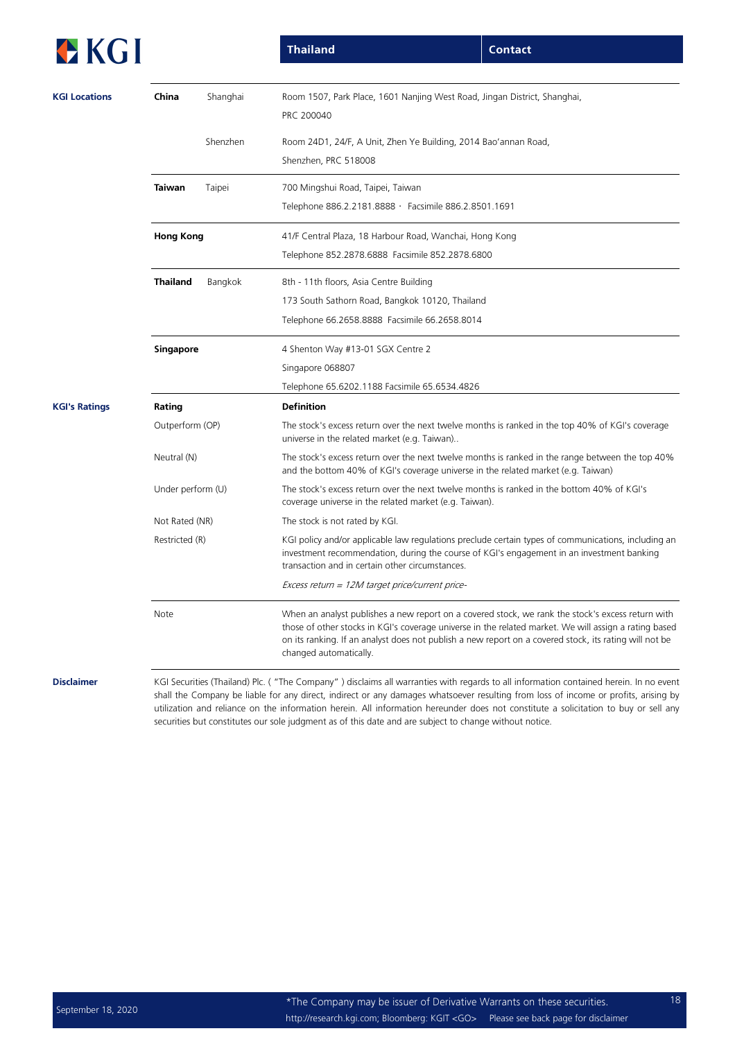## KGI Locations

| | | | |
|---|---|---|---|
| **China** | Shanghai | Room 1507, Park Place, 1601 Nanjing West Road, Jingan District, Shanghai, PRC 200040 |
| | Shenzhen | Room 24D1, 24/F, A Unit, Zhen Ye Building, 2014 Bao'annan Road, Shenzhen, PRC 518008 |
| **Taiwan** | Taipei | 700 Mingshui Road, Taipei, Taiwan<br>Telephone 886.2.2181.8888 · Facsimile 886.2.8501.1691 |
| **Hong Kong** | | 41/F Central Plaza, 18 Harbour Road, Wanchai, Hong Kong<br>Telephone 852.2878.6888 Facsimile 852.2878.6800 |
| **Thailand** | Bangkok | 8th - 11th floors, Asia Centre Building<br>173 South Sathorn Road, Bangkok 10120, Thailand<br>Telephone 66.2658.8888 Facsimile 66.2658.8014 |
| **Singapore** | | 4 Shenton Way #13-01 SGX Centre 2<br>Singapore 068807<br>Telephone 65.6202.1188 Facsimile 65.6534.4826 |

## KGI's Ratings

| Rating | Definition |
|---|---|
| Outperform (OP) | The stock's excess return over the next twelve months is ranked in the top 40% of KGI's coverage universe in the related market (e.g. Taiwan).. |
| Neutral (N) | The stock's excess return over the next twelve months is ranked in the range between the top 40% and the bottom 40% of KGI's coverage universe in the related market (e.g. Taiwan) |
| Under perform (U) | The stock's excess return over the next twelve months is ranked in the bottom 40% of KGI's coverage universe in the related market (e.g. Taiwan). |
| Not Rated (NR) | The stock is not rated by KGI. |
| Restricted (R) | KGI policy and/or applicable law regulations preclude certain types of communications, including an investment recommendation, during the course of KGI's engagement in an investment banking transaction and in certain other circumstances. |
| | *Excess return = 12M target price/current price-* |
| Note | When an analyst publishes a new report on a covered stock, we rank the stock's excess return with those of other stocks in KGI's coverage universe in the related market. We will assign a rating based on its ranking. If an analyst does not publish a new report on a covered stock, its rating will not be changed automatically. |

## Disclaimer

KGI Securities (Thailand) Plc. ( "The Company" ) disclaims all warranties with regards to all information contained herein. In no event shall the Company be liable for any direct, indirect or any damages whatsoever resulting from loss of income or profits, arising by utilization and reliance on the information herein. All information hereunder does not constitute a solicitation to buy or sell any securities but constitutes our sole judgment as of this date and are subject to change without notice.